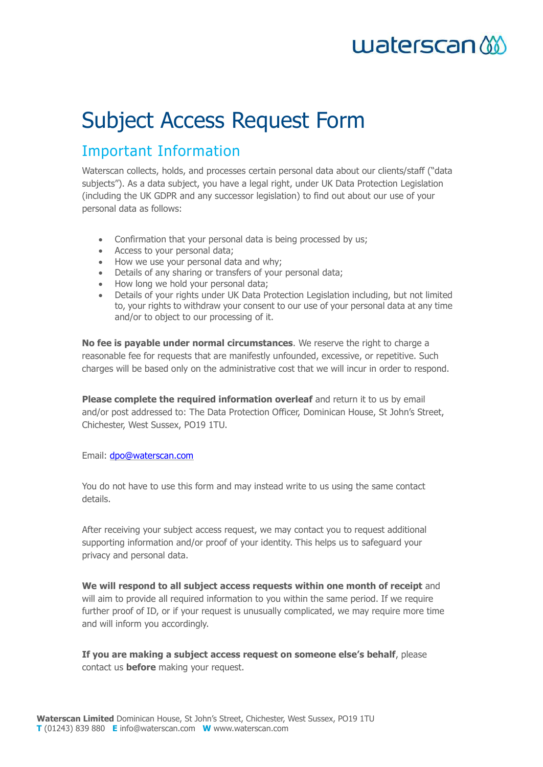# Subject Access Request Form

## Important Information

Waterscan collects, holds, and processes certain personal data about our clients/staff ("data subjects"). As a data subject, you have a legal right, under UK Data Protection Legislation (including the UK GDPR and any successor legislation) to find out about our use of your personal data as follows:

- Confirmation that your personal data is being processed by us;
- Access to your personal data;
- How we use your personal data and why;
- Details of any sharing or transfers of your personal data;
- How long we hold your personal data;
- Details of your rights under UK Data Protection Legislation including, but not limited to, your rights to withdraw your consent to our use of your personal data at any time and/or to object to our processing of it.

**No fee is payable under normal circumstances**. We reserve the right to charge a reasonable fee for requests that are manifestly unfounded, excessive, or repetitive. Such charges will be based only on the administrative cost that we will incur in order to respond.

**Please complete the required information overleaf** and return it to us by email and/or post addressed to: The Data Protection Officer, Dominican House, St John's Street, Chichester, West Sussex, PO19 1TU.

Email: dpo@waterscan.com

You do not have to use this form and may instead write to us using the same contact details.

After receiving your subject access request, we may contact you to request additional supporting information and/or proof of your identity. This helps us to safeguard your privacy and personal data.

**We will respond to all subject access requests within one month of receipt** and will aim to provide all required information to you within the same period. If we require further proof of ID, or if your request is unusually complicated, we may require more time and will inform you accordingly.

**If you are making a subject access request on someone else's behalf**, please contact us **before** making your request.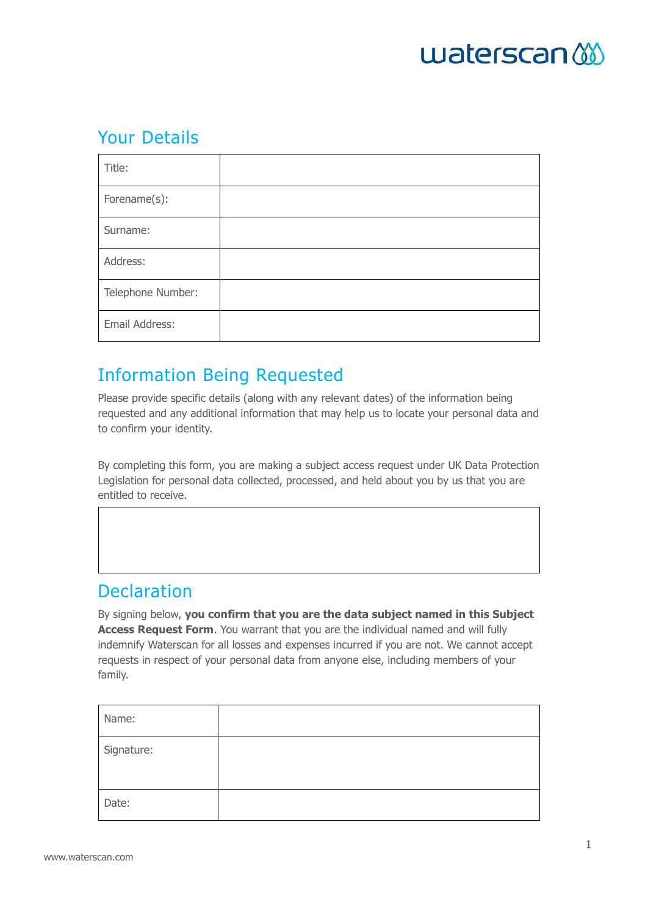## Your Details

| | |
|---|---|
| Title: | |
| Forename(s): | |
| Surname: | |
| Address: | |
| Telephone Number: | |
| Email Address: | |

## Information Being Requested

Please provide specific details (along with any relevant dates) of the information being requested and any additional information that may help us to locate your personal data and to confirm your identity.

By completing this form, you are making a subject access request under UK Data Protection Legislation for personal data collected, processed, and held about you by us that you are entitled to receive.

| |
|---|
| |

## Declaration

By signing below, **you confirm that you are the data subject named in this Subject Access Request Form**. You warrant that you are the individual named and will fully indemnify Waterscan for all losses and expenses incurred if you are not. We cannot accept requests in respect of your personal data from anyone else, including members of your family.

| | |
|---|---|
| Name: | |
| Signature: | |
| Date: | |

www.waterscan.com